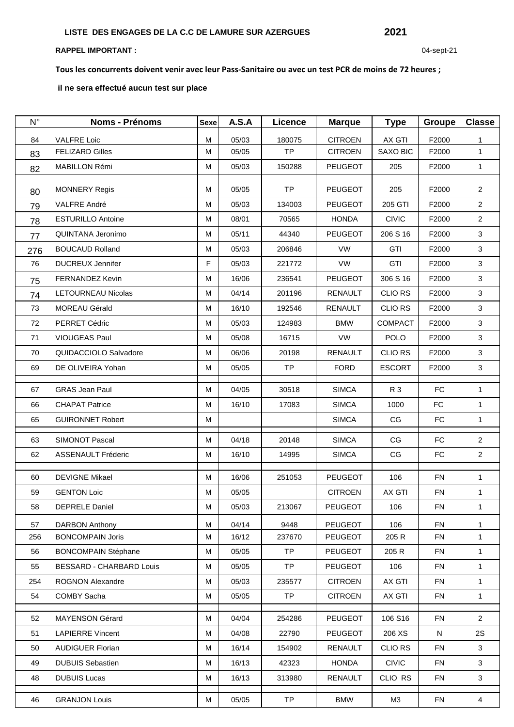**LISTE DES ENGAGES DE LA C.C DE LAMURE SUR AZERGUES** **2021**

**RAPPEL IMPORTANT :** 04-sept-21

**Tous les concurrents doivent venir avec leur Pass-Sanitaire ou avec un test PCR de moins de 72 heures ;**

**il ne sera effectué aucun test sur place**

| N° | Noms - Prénoms | Sexe | A.S.A | Licence | Marque | Type | Groupe | Classe |
|---|---|---|---|---|---|---|---|---|
| 84 | VALFRE Loic | M | 05/03 | 180075 | CITROEN | AX GTI | F2000 | 1 |
| 83 | FELIZARD Gilles | M | 05/05 | TP | CITROEN | SAXO BIC | F2000 | 1 |
| 82 | MABILLON Rémi | M | 05/03 | 150288 | PEUGEOT | 205 | F2000 | 1 |
| | | | | | | | | |
| 80 | MONNERY Regis | M | 05/05 | TP | PEUGEOT | 205 | F2000 | 2 |
| 79 | VALFRE André | M | 05/03 | 134003 | PEUGEOT | 205 GTI | F2000 | 2 |
| 78 | ESTURILLO Antoine | M | 08/01 | 70565 | HONDA | CIVIC | F2000 | 2 |
| 77 | QUINTANA Jeronimo | M | 05/11 | 44340 | PEUGEOT | 206 S 16 | F2000 | 3 |
| 276 | BOUCAUD Rolland | M | 05/03 | 206846 | VW | GTI | F2000 | 3 |
| 76 | DUCREUX Jennifer | F | 05/03 | 221772 | VW | GTI | F2000 | 3 |
| 75 | FERNANDEZ Kevin | M | 16/06 | 236541 | PEUGEOT | 306 S 16 | F2000 | 3 |
| 74 | LETOURNEAU Nicolas | M | 04/14 | 201196 | RENAULT | CLIO RS | F2000 | 3 |
| 73 | MOREAU Gérald | M | 16/10 | 192546 | RENAULT | CLIO RS | F2000 | 3 |
| 72 | PERRET Cédric | M | 05/03 | 124983 | BMW | COMPACT | F2000 | 3 |
| 71 | VIOUGEAS Paul | M | 05/08 | 16715 | VW | POLO | F2000 | 3 |
| 70 | QUIDACCIOLO Salvadore | M | 06/06 | 20198 | RENAULT | CLIO RS | F2000 | 3 |
| 69 | DE OLIVEIRA Yohan | M | 05/05 | TP | FORD | ESCORT | F2000 | 3 |
| | | | | | | | | |
| 67 | GRAS Jean Paul | M | 04/05 | 30518 | SIMCA | R 3 | FC | 1 |
| 66 | CHAPAT Patrice | M | 16/10 | 17083 | SIMCA | 1000 | FC | 1 |
| 65 | GUIRONNET Robert | M | | | SIMCA | CG | FC | 1 |
| | | | | | | | | |
| 63 | SIMONOT Pascal | M | 04/18 | 20148 | SIMCA | CG | FC | 2 |
| 62 | ASSENAULT Fréderic | M | 16/10 | 14995 | SIMCA | CG | FC | 2 |
| | | | | | | | | |
| 60 | DEVIGNE Mikael | M | 16/06 | 251053 | PEUGEOT | 106 | FN | 1 |
| 59 | GENTON Loic | M | 05/05 | | CITROEN | AX GTI | FN | 1 |
| 58 | DEPRELE Daniel | M | 05/03 | 213067 | PEUGEOT | 106 | FN | 1 |
| 57 | DARBON Anthony | M | 04/14 | 9448 | PEUGEOT | 106 | FN | 1 |
| 256 | BONCOMPAIN Joris | M | 16/12 | 237670 | PEUGEOT | 205 R | FN | 1 |
| 56 | BONCOMPAIN Stéphane | M | 05/05 | TP | PEUGEOT | 205 R | FN | 1 |
| 55 | BESSARD - CHARBARD Louis | M | 05/05 | TP | PEUGEOT | 106 | FN | 1 |
| 254 | ROGNON Alexandre | M | 05/03 | 235577 | CITROEN | AX GTI | FN | 1 |
| 54 | COMBY Sacha | M | 05/05 | TP | CITROEN | AX GTI | FN | 1 |
| | | | | | | | | |
| 52 | MAYENSON Gérard | M | 04/04 | 254286 | PEUGEOT | 106 S16 | FN | 2 |
| 51 | LAPIERRE Vincent | M | 04/08 | 22790 | PEUGEOT | 206 XS | N | 2S |
| 50 | AUDIGUER Florian | M | 16/14 | 154902 | RENAULT | CLIO RS | FN | 3 |
| 49 | DUBUIS Sebastien | M | 16/13 | 42323 | HONDA | CIVIC | FN | 3 |
| 48 | DUBUIS Lucas | M | 16/13 | 313980 | RENAULT | CLIO RS | FN | 3 |
| | | | | | | | | |
| 46 | GRANJON Louis | M | 05/05 | TP | BMW | M3 | FN | 4 |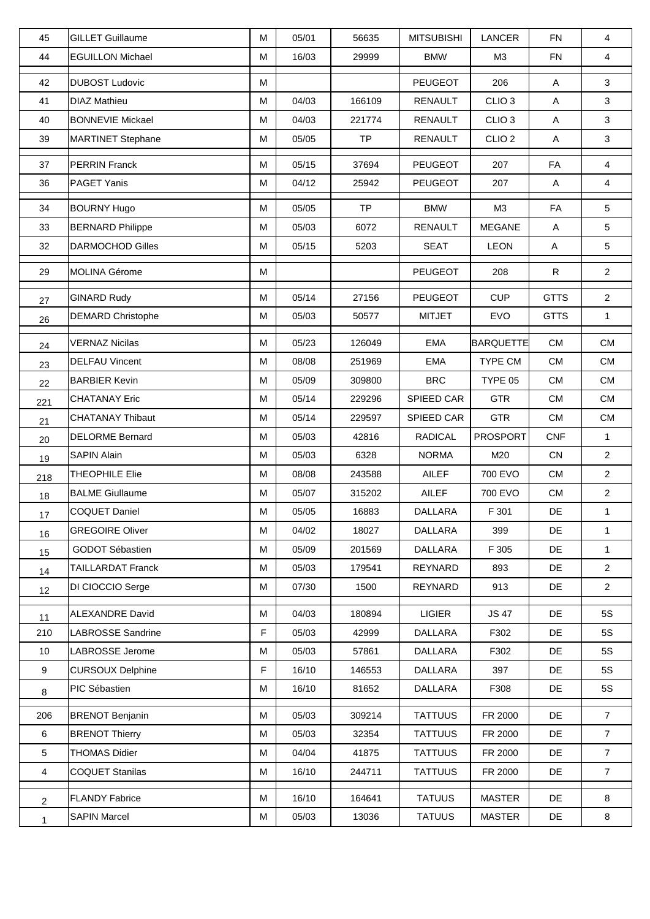| | | | | | | | | |
|---|---|---|---|---|---|---|---|---|
| 45 | GILLET Guillaume | M | 05/01 | 56635 | MITSUBISHI | LANCER | FN | 4 |
| 44 | EGUILLON Michael | M | 16/03 | 29999 | BMW | M3 | FN | 4 |
| 42 | DUBOST Ludovic | M | | | PEUGEOT | 206 | A | 3 |
| 41 | DIAZ Mathieu | M | 04/03 | 166109 | RENAULT | CLIO 3 | A | 3 |
| 40 | BONNEVIE Mickael | M | 04/03 | 221774 | RENAULT | CLIO 3 | A | 3 |
| 39 | MARTINET Stephane | M | 05/05 | TP | RENAULT | CLIO 2 | A | 3 |
| 37 | PERRIN Franck | M | 05/15 | 37694 | PEUGEOT | 207 | FA | 4 |
| 36 | PAGET Yanis | M | 04/12 | 25942 | PEUGEOT | 207 | A | 4 |
| 34 | BOURNY Hugo | M | 05/05 | TP | BMW | M3 | FA | 5 |
| 33 | BERNARD Philippe | M | 05/03 | 6072 | RENAULT | MEGANE | A | 5 |
| 32 | DARMOCHOD Gilles | M | 05/15 | 5203 | SEAT | LEON | A | 5 |
| 29 | MOLINA Gérome | M | | | PEUGEOT | 208 | R | 2 |
| 27 | GINARD Rudy | M | 05/14 | 27156 | PEUGEOT | CUP | GTTS | 2 |
| 26 | DEMARD Christophe | M | 05/03 | 50577 | MITJET | EVO | GTTS | 1 |
| 24 | VERNAZ Nicilas | M | 05/23 | 126049 | EMA | BARQUETTE | CM | CM |
| 23 | DELFAU Vincent | M | 08/08 | 251969 | EMA | TYPE CM | CM | CM |
| 22 | BARBIER Kevin | M | 05/09 | 309800 | BRC | TYPE 05 | CM | CM |
| 221 | CHATANAY Eric | M | 05/14 | 229296 | SPIEED CAR | GTR | CM | CM |
| 21 | CHATANAY Thibaut | M | 05/14 | 229597 | SPIEED CAR | GTR | CM | CM |
| 20 | DELORME Bernard | M | 05/03 | 42816 | RADICAL | PROSPORT | CNF | 1 |
| 19 | SAPIN Alain | M | 05/03 | 6328 | NORMA | M20 | CN | 2 |
| 218 | THEOPHILE Elie | M | 08/08 | 243588 | AILEF | 700 EVO | CM | 2 |
| 18 | BALME Giullaume | M | 05/07 | 315202 | AILEF | 700 EVO | CM | 2 |
| 17 | COQUET Daniel | M | 05/05 | 16883 | DALLARA | F 301 | DE | 1 |
| 16 | GREGOIRE Oliver | M | 04/02 | 18027 | DALLARA | 399 | DE | 1 |
| 15 | GODOT Sébastien | M | 05/09 | 201569 | DALLARA | F 305 | DE | 1 |
| 14 | TAILLARDAT Franck | M | 05/03 | 179541 | REYNARD | 893 | DE | 2 |
| 12 | DI CIOCCIO Serge | M | 07/30 | 1500 | REYNARD | 913 | DE | 2 |
| 11 | ALEXANDRE David | M | 04/03 | 180894 | LIGIER | JS 47 | DE | 5S |
| 210 | LABROSSE Sandrine | F | 05/03 | 42999 | DALLARA | F302 | DE | 5S |
| 10 | LABROSSE Jerome | M | 05/03 | 57861 | DALLARA | F302 | DE | 5S |
| 9 | CURSOUX Delphine | F | 16/10 | 146553 | DALLARA | 397 | DE | 5S |
| 8 | PIC Sébastien | M | 16/10 | 81652 | DALLARA | F308 | DE | 5S |
| 206 | BRENOT Benjanin | M | 05/03 | 309214 | TATTUUS | FR 2000 | DE | 7 |
| 6 | BRENOT Thierry | M | 05/03 | 32354 | TATTUUS | FR 2000 | DE | 7 |
| 5 | THOMAS Didier | M | 04/04 | 41875 | TATTUUS | FR 2000 | DE | 7 |
| 4 | COQUET Stanilas | M | 16/10 | 244711 | TATTUUS | FR 2000 | DE | 7 |
| 2 | FLANDY Fabrice | M | 16/10 | 164641 | TATUUS | MASTER | DE | 8 |
| 1 | SAPIN Marcel | M | 05/03 | 13036 | TATUUS | MASTER | DE | 8 |